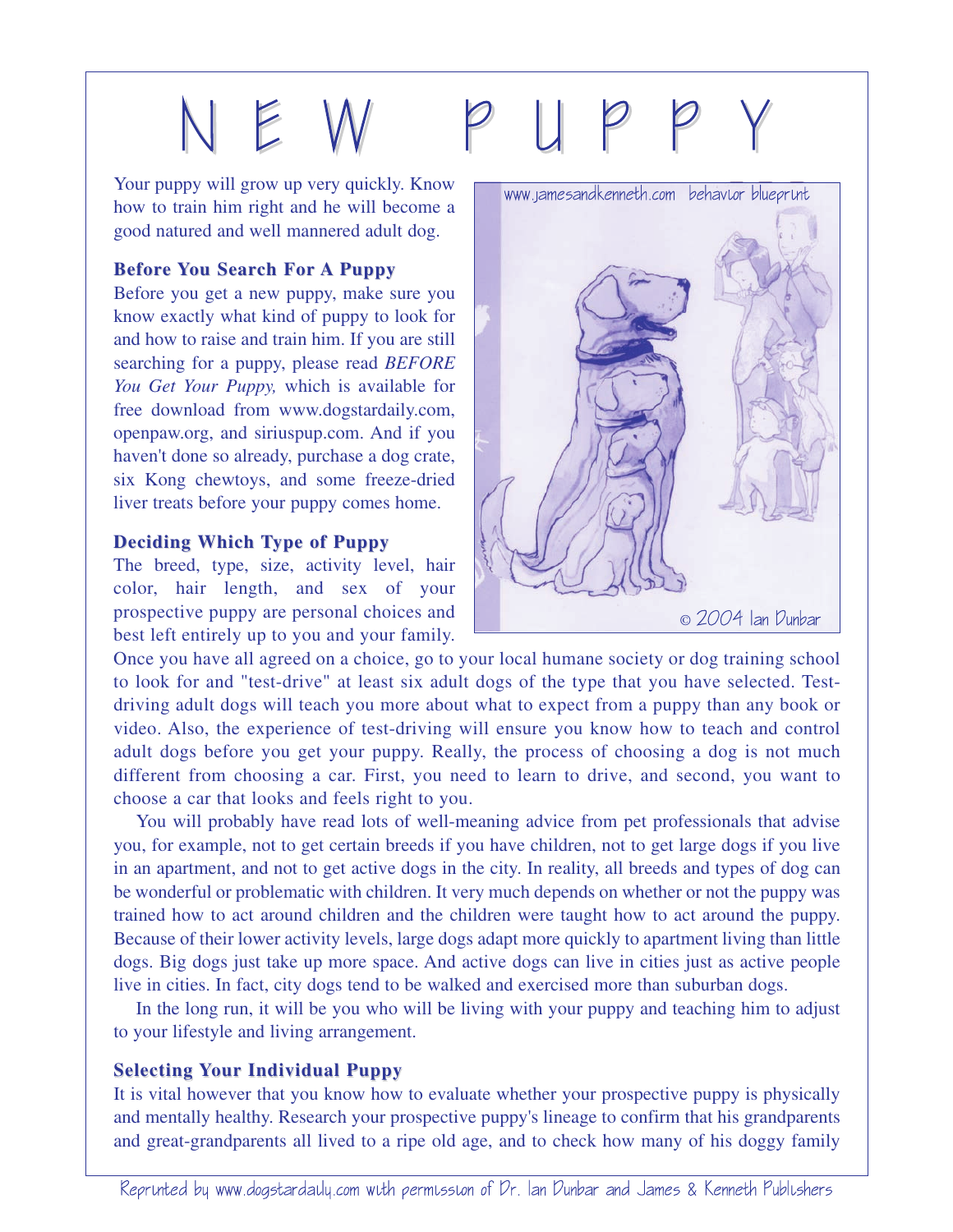# NEW PUPPY

Your puppy will grow up very quickly. Know how to train him right and he will become a good natured and well mannered adult dog.

### Before You Search For A Puppy

Before you get a new puppy, make sure you know exactly what kind of puppy to look for and how to raise and train him. If you are still searching for a puppy, please read *BEFORE You Get Your Puppy,* which is available for free download from www.dogstardaily.com, openpaw.org, and siriuspup.com. And if you haven't done so already, purchase a dog crate, six Kong chewtoys, and some freeze-dried liver treats before your puppy comes home.

### Deciding Which Type of Puppy

The breed, type, size, activity level, hair color, hair length, and sex of your prospective puppy are personal choices and best left entirely up to you and your family. Once you have all agreed on a choice, go to your local humane society or dog training school to look for and "test-drive" at least six adult dogs of the type that you have selected. Test-driving adult dogs will teach you more about what to expect from a puppy than any book or video. Also, the experience of test-driving will ensure you know how to teach and control adult dogs before you get your puppy. Really, the process of choosing a dog is not much different from choosing a car. First, you need to learn to drive, and second, you want to choose a car that looks and feels right to you.

You will probably have read lots of well-meaning advice from pet professionals that advise you, for example, not to get certain breeds if you have children, not to get large dogs if you live in an apartment, and not to get active dogs in the city. In reality, all breeds and types of dog can be wonderful or problematic with children. It very much depends on whether or not the puppy was trained how to act around children and the children were taught how to act around the puppy. Because of their lower activity levels, large dogs adapt more quickly to apartment living than little dogs. Big dogs just take up more space. And active dogs can live in cities just as active people live in cities. In fact, city dogs tend to be walked and exercised more than suburban dogs.

In the long run, it will be you who will be living with your puppy and teaching him to adjust to your lifestyle and living arrangement.

### Selecting Your Individual Puppy

It is vital however that you know how to evaluate whether your prospective puppy is physically and mentally healthy. Research your prospective puppy's lineage to confirm that his grandparents and great-grandparents all lived to a ripe old age, and to check how many of his doggy family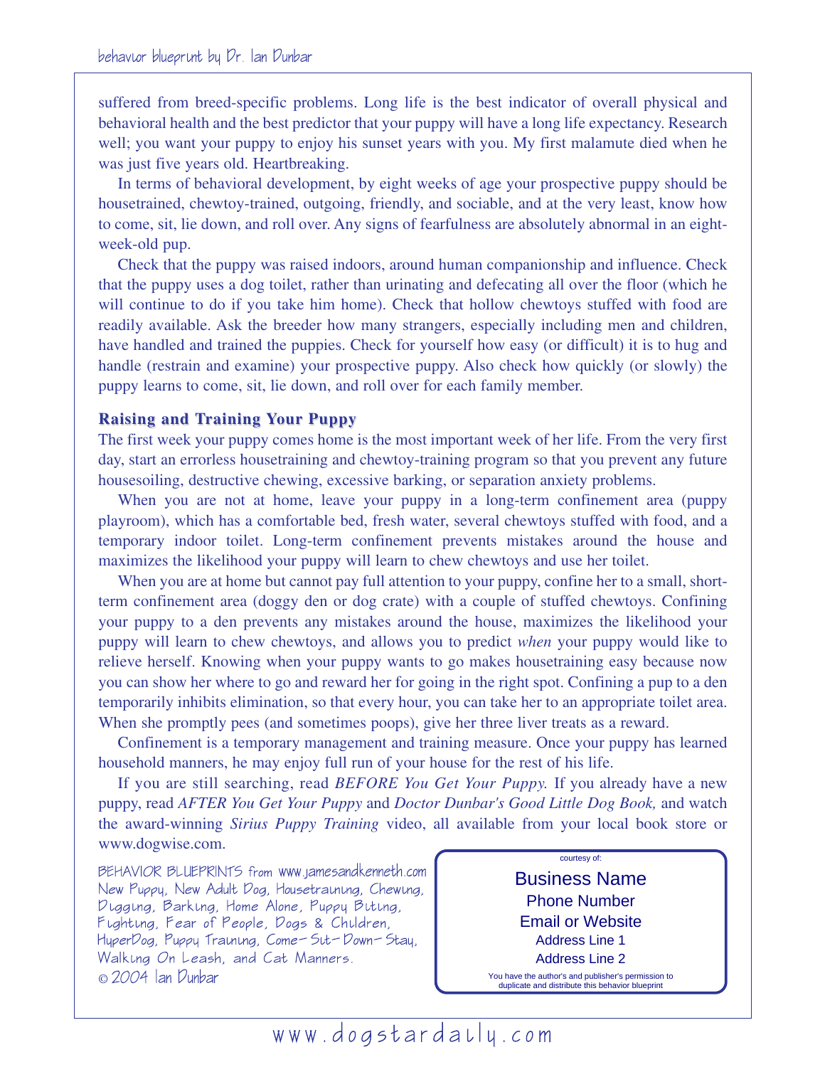suffered from breed-specific problems. Long life is the best indicator of overall physical and behavioral health and the best predictor that your puppy will have a long life expectancy. Research well; you want your puppy to enjoy his sunset years with you. My first malamute died when he was just five years old. Heartbreaking.

In terms of behavioral development, by eight weeks of age your prospective puppy should be housetrained, chewtoy-trained, outgoing, friendly, and sociable, and at the very least, know how to come, sit, lie down, and roll over. Any signs of fearfulness are absolutely abnormal in an eight-week-old pup.

Check that the puppy was raised indoors, around human companionship and influence. Check that the puppy uses a dog toilet, rather than urinating and defecating all over the floor (which he will continue to do if you take him home). Check that hollow chewtoys stuffed with food are readily available. Ask the breeder how many strangers, especially including men and children, have handled and trained the puppies. Check for yourself how easy (or difficult) it is to hug and handle (restrain and examine) your prospective puppy. Also check how quickly (or slowly) the puppy learns to come, sit, lie down, and roll over for each family member.

## Raising and Training Your Puppy

The first week your puppy comes home is the most important week of her life. From the very first day, start an errorless housetraining and chewtoy-training program so that you prevent any future housesoiling, destructive chewing, excessive barking, or separation anxiety problems.

When you are not at home, leave your puppy in a long-term confinement area (puppy playroom), which has a comfortable bed, fresh water, several chewtoys stuffed with food, and a temporary indoor toilet. Long-term confinement prevents mistakes around the house and maximizes the likelihood your puppy will learn to chew chewtoys and use her toilet.

When you are at home but cannot pay full attention to your puppy, confine her to a small, short-term confinement area (doggy den or dog crate) with a couple of stuffed chewtoys. Confining your puppy to a den prevents any mistakes around the house, maximizes the likelihood your puppy will learn to chew chewtoys, and allows you to predict *when* your puppy would like to relieve herself. Knowing when your puppy wants to go makes housetraining easy because now you can show her where to go and reward her for going in the right spot. Confining a pup to a den temporarily inhibits elimination, so that every hour, you can take her to an appropriate toilet area. When she promptly pees (and sometimes poops), give her three liver treats as a reward.

Confinement is a temporary management and training measure. Once your puppy has learned household manners, he may enjoy full run of your house for the rest of his life.

If you are still searching, read *BEFORE You Get Your Puppy.* If you already have a new puppy, read *AFTER You Get Your Puppy* and *Doctor Dunbar's Good Little Dog Book,* and watch the award-winning *Sirius Puppy Training* video, all available from your local book store or www.dogwise.com.

BEHAVIOR BLUEPRINTS from www.jamesandkenneth.com
New Puppy, New Adult Dog, Housetraining, Chewing, Digging, Barking, Home Alone, Puppy Biting, Fighting, Fear of People, Dogs & Children, HyperDog, Puppy Training, Come-Sit-Down-Stay, Walking On Leash, and Cat Manners.
© 2004 Ian Dunbar

courtesy of:

Business Name
Phone Number
Email or Website
Address Line 1
Address Line 2

You have the author's and publisher's permission to duplicate and distribute this behavior blueprint